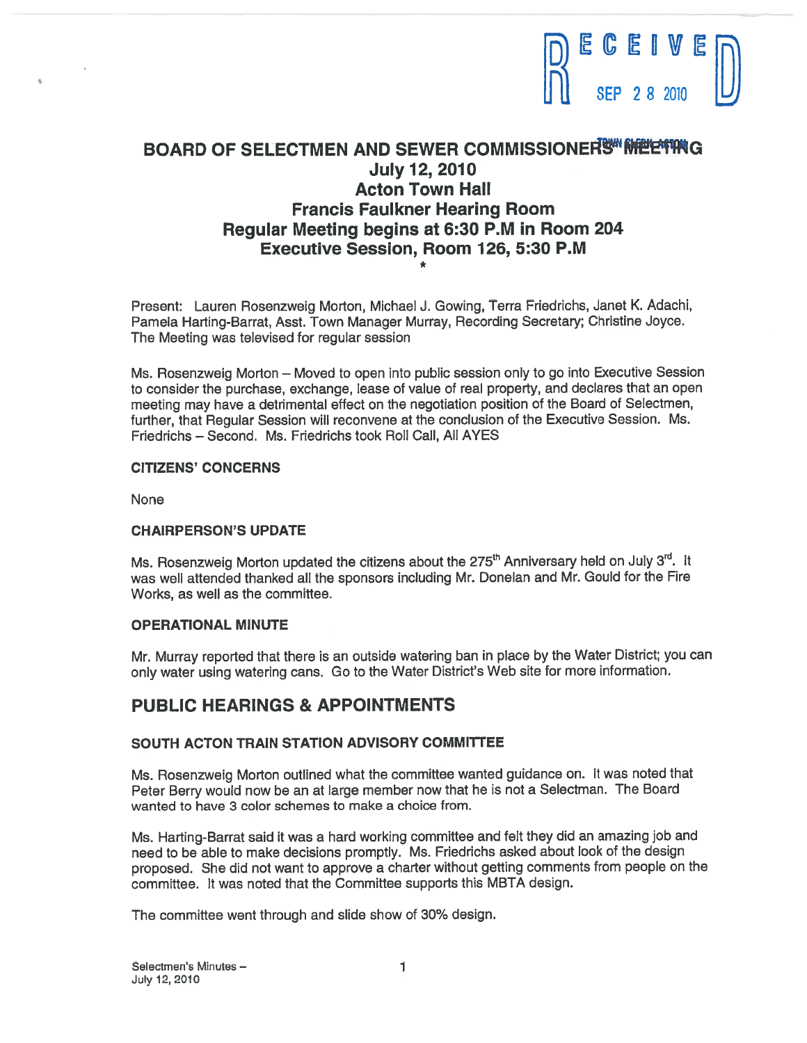RECEIVED SEP 28 2010

# BOARD OF SELECTMEN AND SEWER COMMISSIONERS' MEETING
## July 12, 2010
## Acton Town Hall
## Francis Faulkner Hearing Room
## Regular Meeting begins at 6:30 P.M in Room 204
## Executive Session, Room 126, 5:30 P.M

*

Present: Lauren Rosenzweig Morton, Michael J. Gowing, Terra Friedrichs, Janet K. Adachi, Pamela Harting-Barrat, Asst. Town Manager Murray, Recording Secretary; Christine Joyce. The Meeting was televised for regular session

Ms. Rosenzweig Morton – Moved to open into public session only to go into Executive Session to consider the purchase, exchange, lease of value of real property, and declares that an open meeting may have a detrimental effect on the negotiation position of the Board of Selectmen, further, that Regular Session will reconvene at the conclusion of the Executive Session. Ms. Friedrichs – Second. Ms. Friedrichs took Roll Call, All AYES

### CITIZENS' CONCERNS

None

### CHAIRPERSON'S UPDATE

Ms. Rosenzweig Morton updated the citizens about the 275th Anniversary held on July 3rd. It was well attended thanked all the sponsors including Mr. Donelan and Mr. Gould for the Fire Works, as well as the committee.

### OPERATIONAL MINUTE

Mr. Murray reported that there is an outside watering ban in place by the Water District; you can only water using watering cans. Go to the Water District's Web site for more information.

## PUBLIC HEARINGS & APPOINTMENTS

### SOUTH ACTON TRAIN STATION ADVISORY COMMITTEE

Ms. Rosenzweig Morton outlined what the committee wanted guidance on. It was noted that Peter Berry would now be an at large member now that he is not a Selectman. The Board wanted to have 3 color schemes to make a choice from.

Ms. Harting-Barrat said it was a hard working committee and felt they did an amazing job and need to be able to make decisions promptly. Ms. Friedrichs asked about look of the design proposed. She did not want to approve a charter without getting comments from people on the committee. It was noted that the Committee supports this MBTA design.

The committee went through and slide show of 30% design.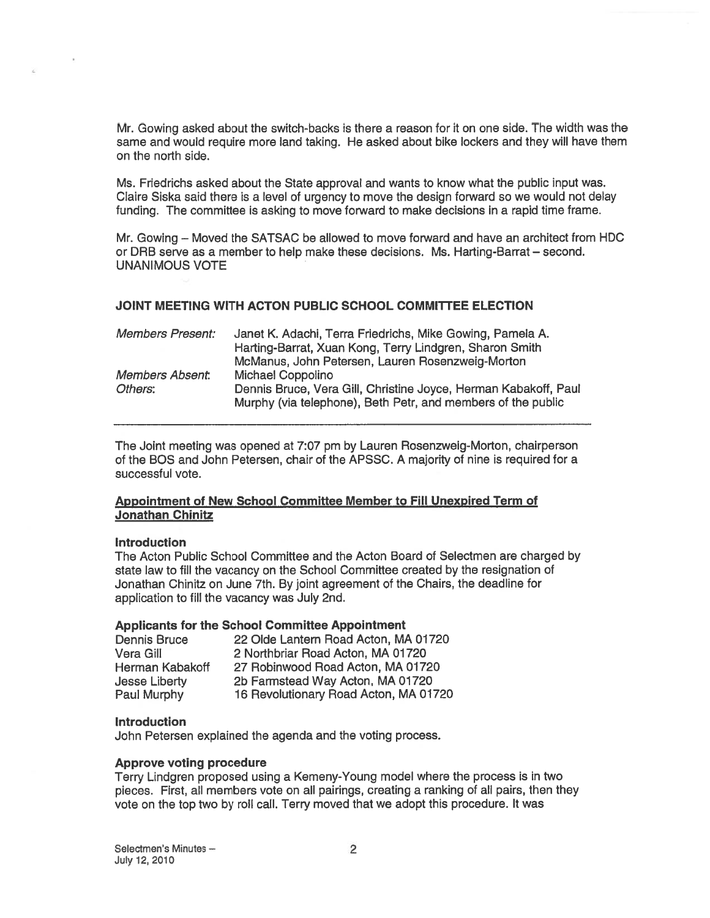Mr. Gowing asked about the switch-backs is there a reason for it on one side. The width was the same and would require more land taking. He asked about bike lockers and they will have them on the north side.

Ms. Friedrichs asked about the State approval and wants to know what the public input was. Claire Siska said there is a level of urgency to move the design forward so we would not delay funding. The committee is asking to move forward to make decisions in a rapid time frame.

Mr. Gowing – Moved the SATSAC be allowed to move forward and have an architect from HDC or DRB serve as a member to help make these decisions. Ms. Harting-Barrat – second. UNANIMOUS VOTE

## JOINT MEETING WITH ACTON PUBLIC SCHOOL COMMITTEE ELECTION

| | |
|---|---|
| *Members Present:* | Janet K. Adachi, Terra Friedrichs, Mike Gowing, Pamela A. Harting-Barrat, Xuan Kong, Terry Lindgren, Sharon Smith McManus, John Petersen, Lauren Rosenzweig-Morton |
| *Members Absent:* | Michael Coppolino |
| *Others:* | Dennis Bruce, Vera Gill, Christine Joyce, Herman Kabakoff, Paul Murphy (via telephone), Beth Petr, and members of the public |

---

The Joint meeting was opened at 7:07 pm by Lauren Rosenzweig-Morton, chairperson of the BOS and John Petersen, chair of the APSSC. A majority of nine is required for a successful vote.

### Appointment of New School Committee Member to Fill Unexpired Term of Jonathan Chinitz

**Introduction**

The Acton Public School Committee and the Acton Board of Selectmen are charged by state law to fill the vacancy on the School Committee created by the resignation of Jonathan Chinitz on June 7th. By joint agreement of the Chairs, the deadline for application to fill the vacancy was July 2nd.

**Applicants for the School Committee Appointment**

| | |
|---|---|
| Dennis Bruce | 22 Olde Lantern Road Acton, MA 01720 |
| Vera Gill | 2 Northbriar Road Acton, MA 01720 |
| Herman Kabakoff | 27 Robinwood Road Acton, MA 01720 |
| Jesse Liberty | 2b Farmstead Way Acton, MA 01720 |
| Paul Murphy | 16 Revolutionary Road Acton, MA 01720 |

**Introduction**

John Petersen explained the agenda and the voting process.

**Approve voting procedure**

Terry Lindgren proposed using a Kemeny-Young model where the process is in two pieces. First, all members vote on all pairings, creating a ranking of all pairs, then they vote on the top two by roll call. Terry moved that we adopt this procedure. It was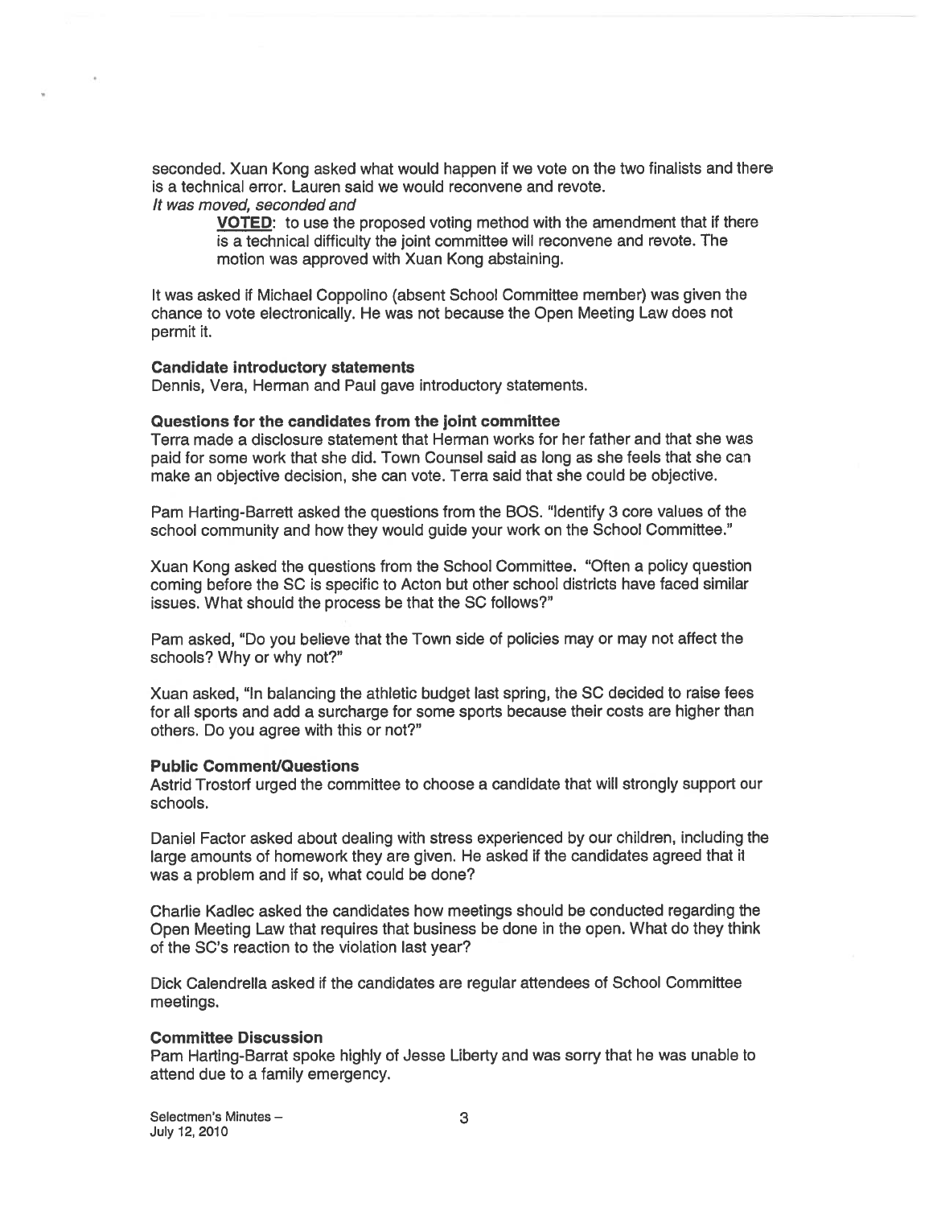seconded. Xuan Kong asked what would happen if we vote on the two finalists and there is a technical error. Lauren said we would reconvene and revote.

*It was moved, seconded and*

> **VOTED**: to use the proposed voting method with the amendment that if there is a technical difficulty the joint committee will reconvene and revote. The motion was approved with Xuan Kong abstaining.

It was asked if Michael Coppolino (absent School Committee member) was given the chance to vote electronically. He was not because the Open Meeting Law does not permit it.

**Candidate introductory statements**

Dennis, Vera, Herman and Paul gave introductory statements.

**Questions for the candidates from the joint committee**

Terra made a disclosure statement that Herman works for her father and that she was paid for some work that she did. Town Counsel said as long as she feels that she can make an objective decision, she can vote. Terra said that she could be objective.

Pam Harting-Barrett asked the questions from the BOS. "Identify 3 core values of the school community and how they would guide your work on the School Committee."

Xuan Kong asked the questions from the School Committee. "Often a policy question coming before the SC is specific to Acton but other school districts have faced similar issues. What should the process be that the SC follows?"

Pam asked, "Do you believe that the Town side of policies may or may not affect the schools? Why or why not?"

Xuan asked, "In balancing the athletic budget last spring, the SC decided to raise fees for all sports and add a surcharge for some sports because their costs are higher than others. Do you agree with this or not?"

**Public Comment/Questions**

Astrid Trostorf urged the committee to choose a candidate that will strongly support our schools.

Daniel Factor asked about dealing with stress experienced by our children, including the large amounts of homework they are given. He asked if the candidates agreed that it was a problem and if so, what could be done?

Charlie Kadlec asked the candidates how meetings should be conducted regarding the Open Meeting Law that requires that business be done in the open. What do they think of the SC's reaction to the violation last year?

Dick Calendrella asked if the candidates are regular attendees of School Committee meetings.

**Committee Discussion**

Pam Harting-Barrat spoke highly of Jesse Liberty and was sorry that he was unable to attend due to a family emergency.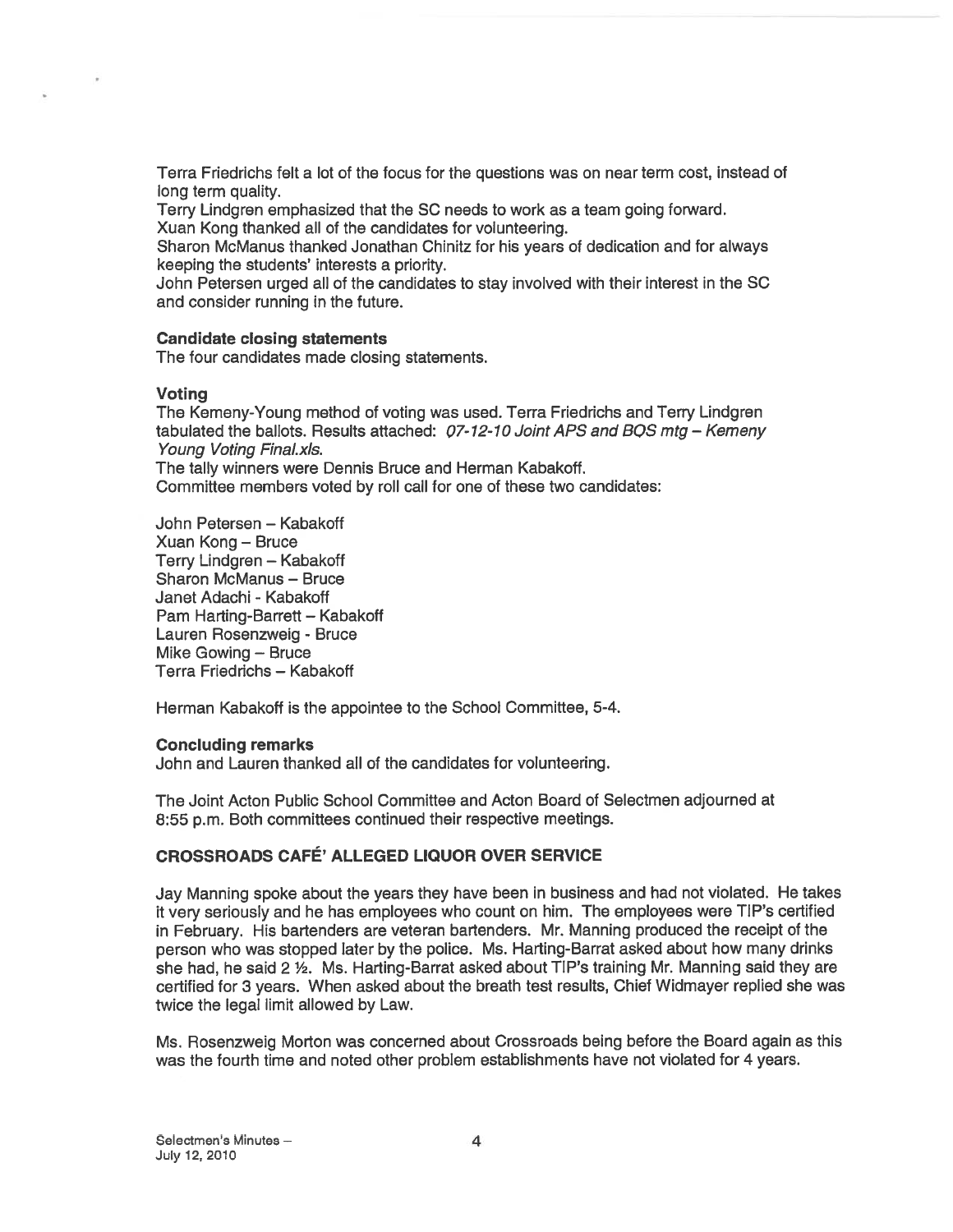Terra Friedrichs felt a lot of the focus for the questions was on near term cost, instead of long term quality.
Terry Lindgren emphasized that the SC needs to work as a team going forward.
Xuan Kong thanked all of the candidates for volunteering.
Sharon McManus thanked Jonathan Chinitz for his years of dedication and for always keeping the students' interests a priority.
John Petersen urged all of the candidates to stay involved with their interest in the SC and consider running in the future.

**Candidate closing statements**
The four candidates made closing statements.

**Voting**
The Kemeny-Young method of voting was used. Terra Friedrichs and Terry Lindgren tabulated the ballots. Results attached: *07-12-10 Joint APS and BOS mtg – Kemeny Young Voting Final.xls*.
The tally winners were Dennis Bruce and Herman Kabakoff.
Committee members voted by roll call for one of these two candidates:

John Petersen – Kabakoff
Xuan Kong – Bruce
Terry Lindgren – Kabakoff
Sharon McManus – Bruce
Janet Adachi - Kabakoff
Pam Harting-Barrett – Kabakoff
Lauren Rosenzweig - Bruce
Mike Gowing – Bruce
Terra Friedrichs – Kabakoff

Herman Kabakoff is the appointee to the School Committee, 5-4.

**Concluding remarks**
John and Lauren thanked all of the candidates for volunteering.

The Joint Acton Public School Committee and Acton Board of Selectmen adjourned at 8:55 p.m. Both committees continued their respective meetings.

## CROSSROADS CAFÉ' ALLEGED LIQUOR OVER SERVICE

Jay Manning spoke about the years they have been in business and had not violated. He takes it very seriously and he has employees who count on him. The employees were TIP's certified in February. His bartenders are veteran bartenders. Mr. Manning produced the receipt of the person who was stopped later by the police. Ms. Harting-Barrat asked about how many drinks she had, he said 2 ½. Ms. Harting-Barrat asked about TIP's training Mr. Manning said they are certified for 3 years. When asked about the breath test results, Chief Widmayer replied she was twice the legal limit allowed by Law.

Ms. Rosenzweig Morton was concerned about Crossroads being before the Board again as this was the fourth time and noted other problem establishments have not violated for 4 years.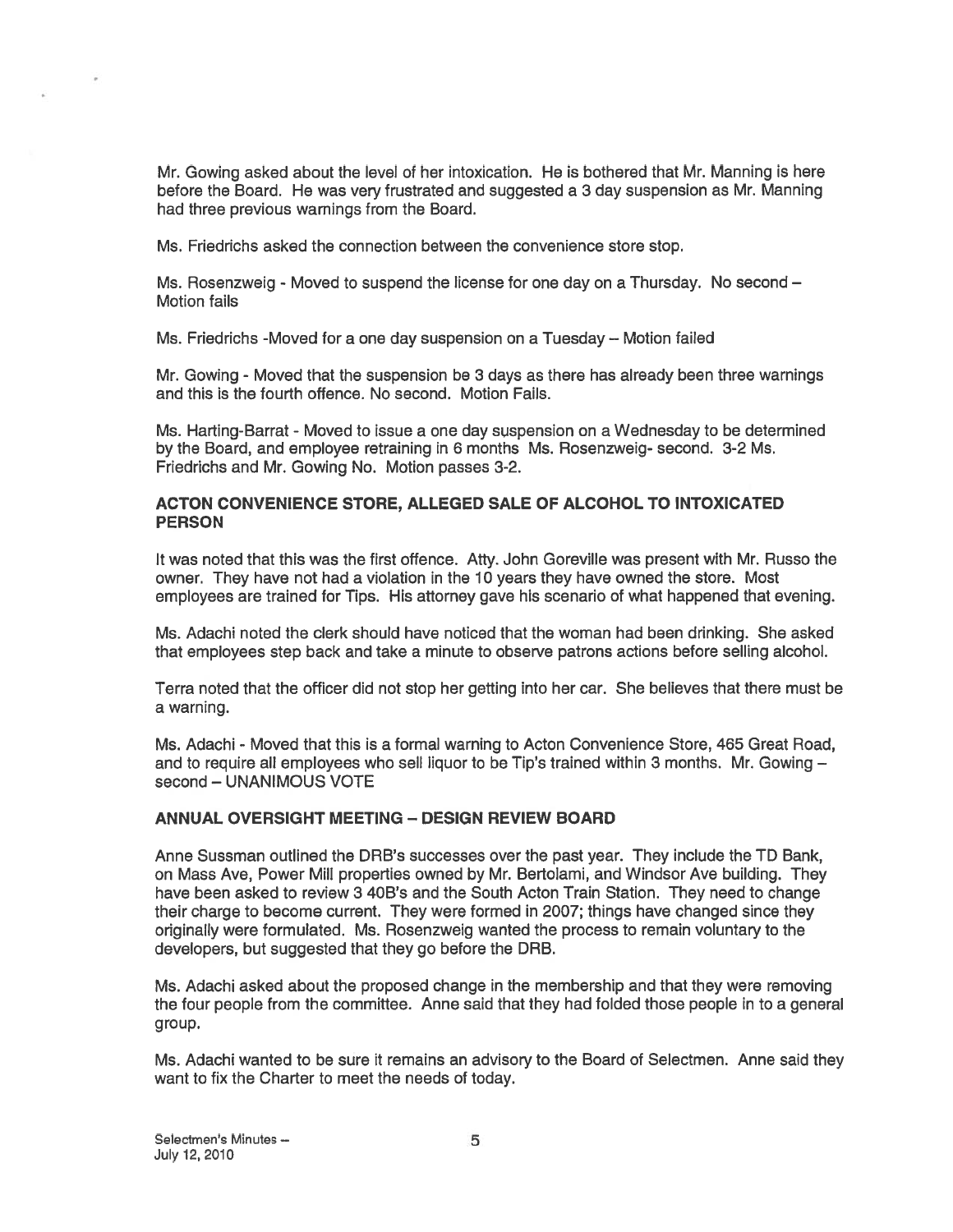Mr. Gowing asked about the level of her intoxication. He is bothered that Mr. Manning is here before the Board. He was very frustrated and suggested a 3 day suspension as Mr. Manning had three previous warnings from the Board.

Ms. Friedrichs asked the connection between the convenience store stop.

Ms. Rosenzweig - Moved to suspend the license for one day on a Thursday. No second – Motion fails

Ms. Friedrichs -Moved for a one day suspension on a Tuesday – Motion failed

Mr. Gowing - Moved that the suspension be 3 days as there has already been three warnings and this is the fourth offence. No second. Motion Fails.

Ms. Harting-Barrat - Moved to issue a one day suspension on a Wednesday to be determined by the Board, and employee retraining in 6 months Ms. Rosenzweig- second. 3-2 Ms. Friedrichs and Mr. Gowing No. Motion passes 3-2.

## ACTON CONVENIENCE STORE, ALLEGED SALE OF ALCOHOL TO INTOXICATED PERSON

It was noted that this was the first offence. Atty. John Goreville was present with Mr. Russo the owner. They have not had a violation in the 10 years they have owned the store. Most employees are trained for Tips. His attorney gave his scenario of what happened that evening.

Ms. Adachi noted the clerk should have noticed that the woman had been drinking. She asked that employees step back and take a minute to observe patrons actions before selling alcohol.

Terra noted that the officer did not stop her getting into her car. She believes that there must be a warning.

Ms. Adachi - Moved that this is a formal warning to Acton Convenience Store, 465 Great Road, and to require all employees who sell liquor to be Tip's trained within 3 months. Mr. Gowing – second – UNANIMOUS VOTE

## ANNUAL OVERSIGHT MEETING – DESIGN REVIEW BOARD

Anne Sussman outlined the DRB's successes over the past year. They include the TD Bank, on Mass Ave, Power Mill properties owned by Mr. Bertolami, and Windsor Ave building. They have been asked to review 3 40B's and the South Acton Train Station. They need to change their charge to become current. They were formed in 2007; things have changed since they originally were formulated. Ms. Rosenzweig wanted the process to remain voluntary to the developers, but suggested that they go before the DRB.

Ms. Adachi asked about the proposed change in the membership and that they were removing the four people from the committee. Anne said that they had folded those people in to a general group.

Ms. Adachi wanted to be sure it remains an advisory to the Board of Selectmen. Anne said they want to fix the Charter to meet the needs of today.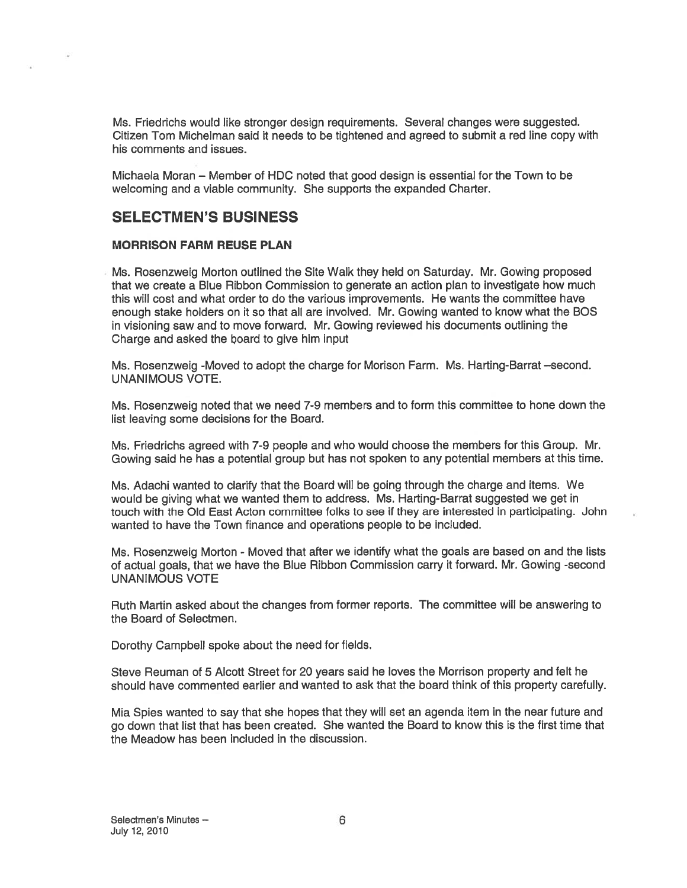Ms. Friedrichs would like stronger design requirements. Several changes were suggested. Citizen Tom Michelman said it needs to be tightened and agreed to submit a red line copy with his comments and issues.

Michaela Moran – Member of HDC noted that good design is essential for the Town to be welcoming and a viable community. She supports the expanded Charter.

## SELECTMEN'S BUSINESS

### MORRISON FARM REUSE PLAN

Ms. Rosenzweig Morton outlined the Site Walk they held on Saturday. Mr. Gowing proposed that we create a Blue Ribbon Commission to generate an action plan to investigate how much this will cost and what order to do the various improvements. He wants the committee have enough stake holders on it so that all are involved. Mr. Gowing wanted to know what the BOS in visioning saw and to move forward. Mr. Gowing reviewed his documents outlining the Charge and asked the board to give him input

Ms. Rosenzweig -Moved to adopt the charge for Morison Farm. Ms. Harting-Barrat –second. UNANIMOUS VOTE.

Ms. Rosenzweig noted that we need 7-9 members and to form this committee to hone down the list leaving some decisions for the Board.

Ms. Friedrichs agreed with 7-9 people and who would choose the members for this Group. Mr. Gowing said he has a potential group but has not spoken to any potential members at this time.

Ms. Adachi wanted to clarify that the Board will be going through the charge and items. We would be giving what we wanted them to address. Ms. Harting-Barrat suggested we get in touch with the Old East Acton committee folks to see if they are interested in participating. John wanted to have the Town finance and operations people to be included.

Ms. Rosenzweig Morton - Moved that after we identify what the goals are based on and the lists of actual goals, that we have the Blue Ribbon Commission carry it forward. Mr. Gowing -second UNANIMOUS VOTE

Ruth Martin asked about the changes from former reports. The committee will be answering to the Board of Selectmen.

Dorothy Campbell spoke about the need for fields.

Steve Reuman of 5 Alcott Street for 20 years said he loves the Morrison property and felt he should have commented earlier and wanted to ask that the board think of this property carefully.

Mia Spies wanted to say that she hopes that they will set an agenda item in the near future and go down that list that has been created. She wanted the Board to know this is the first time that the Meadow has been included in the discussion.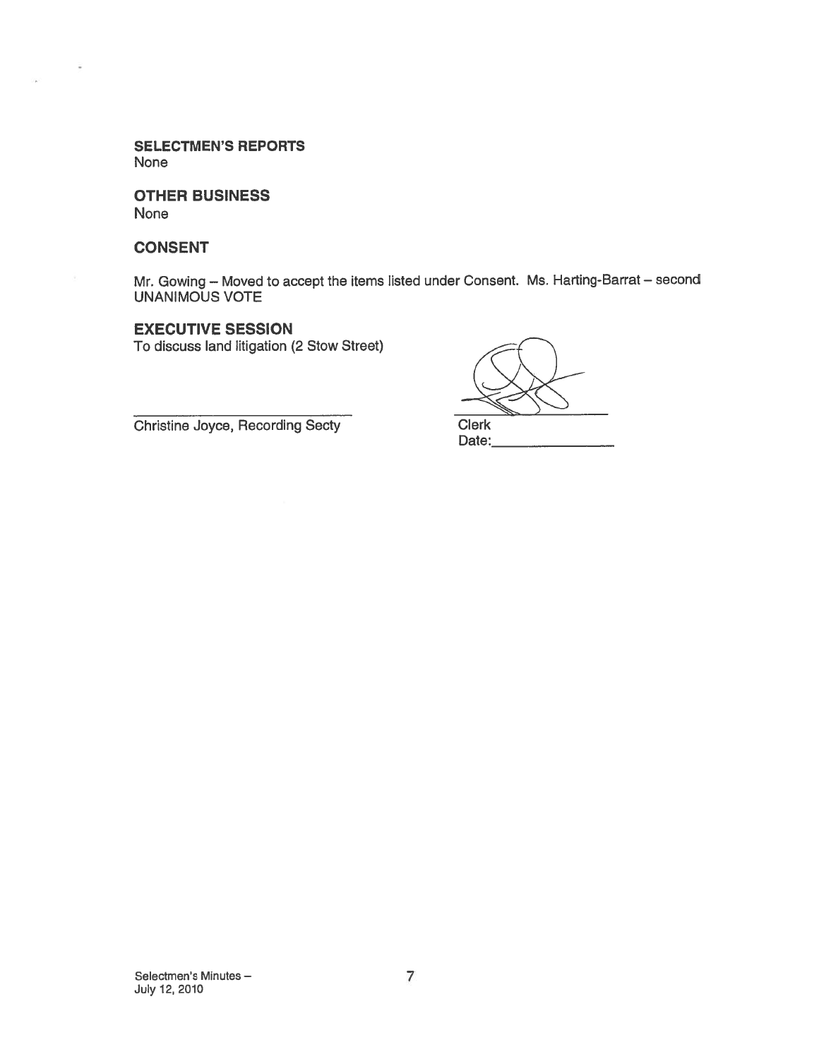**SELECTMEN'S REPORTS**
None

**OTHER BUSINESS**
None

**CONSENT**

Mr. Gowing – Moved to accept the items listed under Consent. Ms. Harting-Barrat – second
UNANIMOUS VOTE

**EXECUTIVE SESSION**
To discuss land litigation (2 Stow Street)

Christine Joyce, Recording Secty

Clerk
Date:\_\_\_\_\_\_\_\_\_\_\_\_\_\_\_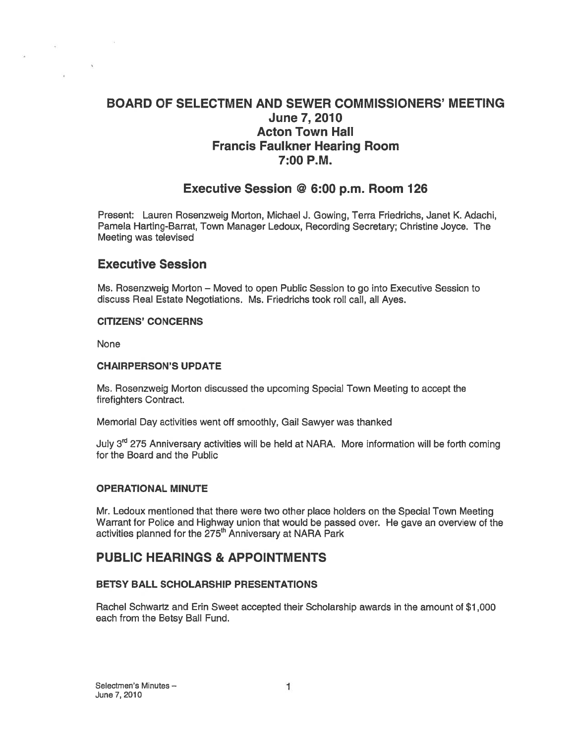# BOARD OF SELECTMEN AND SEWER COMMISSIONERS' MEETING
# June 7, 2010
# Acton Town Hall
# Francis Faulkner Hearing Room
# 7:00 P.M.

## Executive Session @ 6:00 p.m. Room 126

Present: Lauren Rosenzweig Morton, Michael J. Gowing, Terra Friedrichs, Janet K. Adachi, Pamela Harting-Barrat, Town Manager Ledoux, Recording Secretary; Christine Joyce. The Meeting was televised

## Executive Session

Ms. Rosenzweig Morton – Moved to open Public Session to go into Executive Session to discuss Real Estate Negotiations. Ms. Friedrichs took roll call, all Ayes.

### CITIZENS' CONCERNS

None

### CHAIRPERSON'S UPDATE

Ms. Rosenzweig Morton discussed the upcoming Special Town Meeting to accept the firefighters Contract.

Memorial Day activities went off smoothly, Gail Sawyer was thanked

July 3rd 275 Anniversary activities will be held at NARA. More information will be forth coming for the Board and the Public

### OPERATIONAL MINUTE

Mr. Ledoux mentioned that there were two other place holders on the Special Town Meeting Warrant for Police and Highway union that would be passed over. He gave an overview of the activities planned for the 275th Anniversary at NARA Park

## PUBLIC HEARINGS & APPOINTMENTS

### BETSY BALL SCHOLARSHIP PRESENTATIONS

Rachel Schwartz and Erin Sweet accepted their Scholarship awards in the amount of $1,000 each from the Betsy Ball Fund.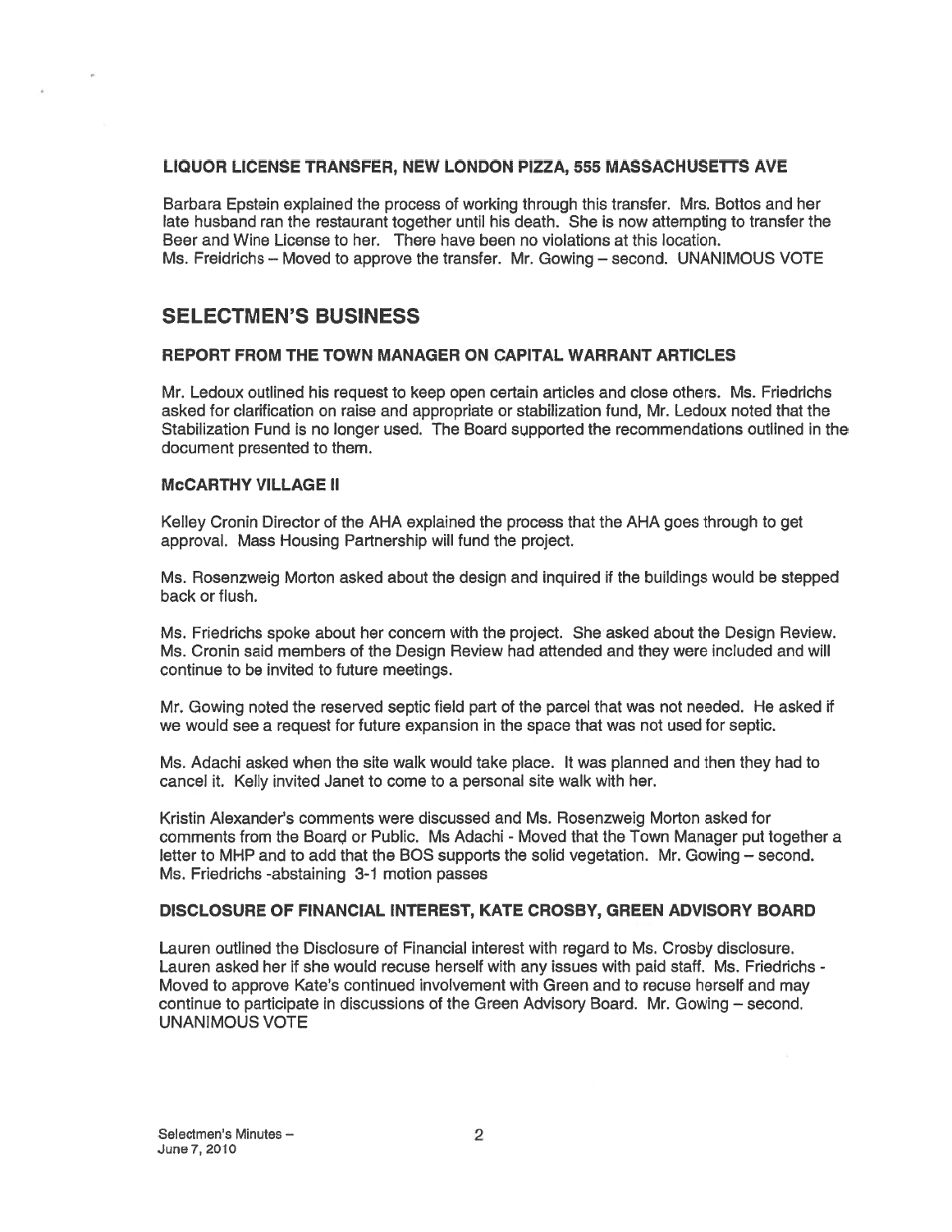### LIQUOR LICENSE TRANSFER, NEW LONDON PIZZA, 555 MASSACHUSETTS AVE

Barbara Epstein explained the process of working through this transfer. Mrs. Bottos and her late husband ran the restaurant together until his death. She is now attempting to transfer the Beer and Wine License to her. There have been no violations at this location.
Ms. Freidrichs – Moved to approve the transfer. Mr. Gowing – second. UNANIMOUS VOTE

## SELECTMEN'S BUSINESS

### REPORT FROM THE TOWN MANAGER ON CAPITAL WARRANT ARTICLES

Mr. Ledoux outlined his request to keep open certain articles and close others. Ms. Friedrichs asked for clarification on raise and appropriate or stabilization fund, Mr. Ledoux noted that the Stabilization Fund is no longer used. The Board supported the recommendations outlined in the document presented to them.

### McCARTHY VILLAGE II

Kelley Cronin Director of the AHA explained the process that the AHA goes through to get approval. Mass Housing Partnership will fund the project.

Ms. Rosenzweig Morton asked about the design and inquired if the buildings would be stepped back or flush.

Ms. Friedrichs spoke about her concern with the project. She asked about the Design Review. Ms. Cronin said members of the Design Review had attended and they were included and will continue to be invited to future meetings.

Mr. Gowing noted the reserved septic field part of the parcel that was not needed. He asked if we would see a request for future expansion in the space that was not used for septic.

Ms. Adachi asked when the site walk would take place. It was planned and then they had to cancel it. Kelly invited Janet to come to a personal site walk with her.

Kristin Alexander's comments were discussed and Ms. Rosenzweig Morton asked for comments from the Board or Public. Ms Adachi - Moved that the Town Manager put together a letter to MHP and to add that the BOS supports the solid vegetation. Mr. Gowing – second. Ms. Friedrichs -abstaining 3-1 motion passes

### DISCLOSURE OF FINANCIAL INTEREST, KATE CROSBY, GREEN ADVISORY BOARD

Lauren outlined the Disclosure of Financial interest with regard to Ms. Crosby disclosure. Lauren asked her if she would recuse herself with any issues with paid staff. Ms. Friedrichs - Moved to approve Kate's continued involvement with Green and to recuse herself and may continue to participate in discussions of the Green Advisory Board. Mr. Gowing – second. UNANIMOUS VOTE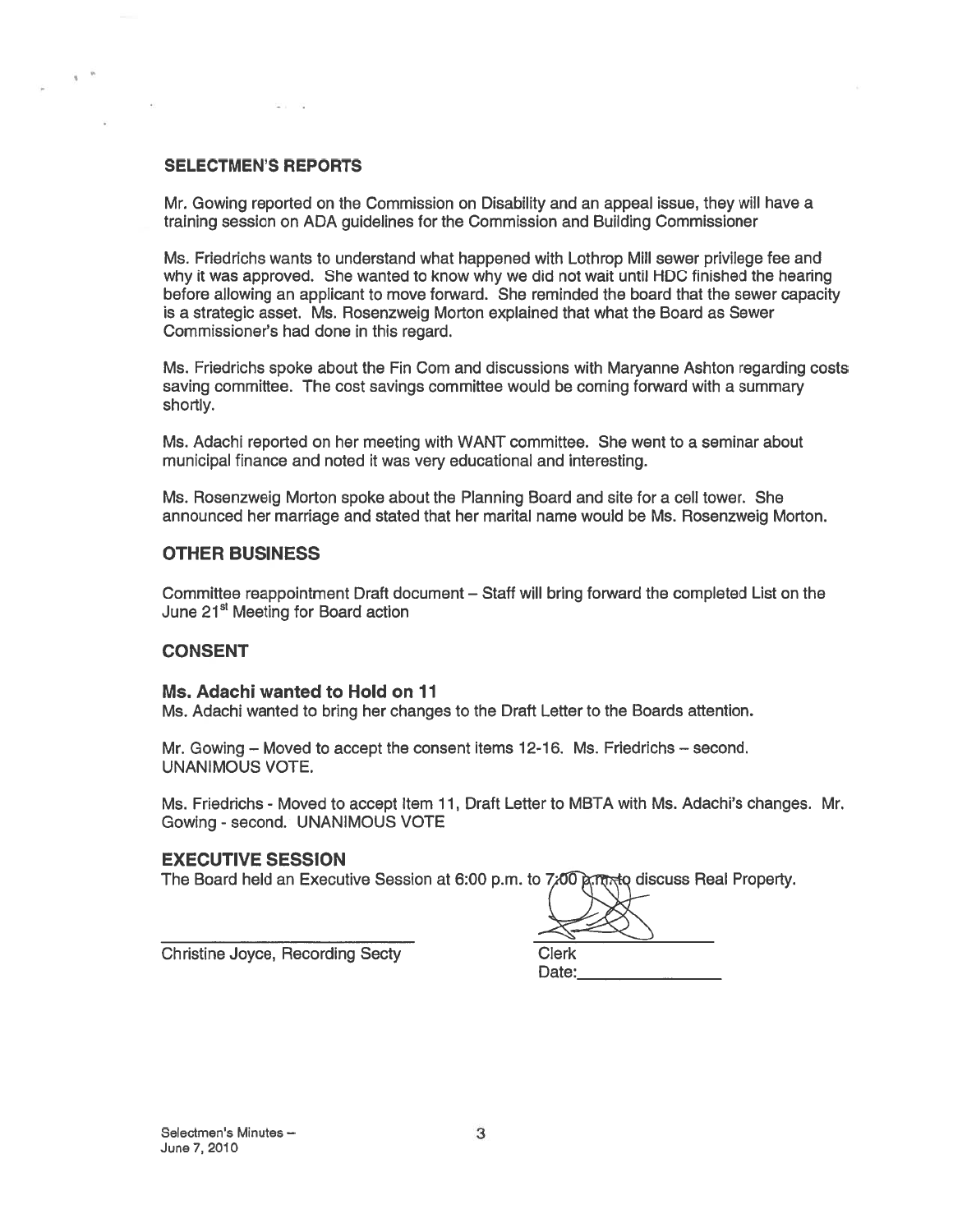## SELECTMEN'S REPORTS

Mr. Gowing reported on the Commission on Disability and an appeal issue, they will have a training session on ADA guidelines for the Commission and Building Commissioner

Ms. Friedrichs wants to understand what happened with Lothrop Mill sewer privilege fee and why it was approved. She wanted to know why we did not wait until HDC finished the hearing before allowing an applicant to move forward. She reminded the board that the sewer capacity is a strategic asset. Ms. Rosenzweig Morton explained that what the Board as Sewer Commissioner's had done in this regard.

Ms. Friedrichs spoke about the Fin Com and discussions with Maryanne Ashton regarding costs saving committee. The cost savings committee would be coming forward with a summary shortly.

Ms. Adachi reported on her meeting with WANT committee. She went to a seminar about municipal finance and noted it was very educational and interesting.

Ms. Rosenzweig Morton spoke about the Planning Board and site for a cell tower. She announced her marriage and stated that her marital name would be Ms. Rosenzweig Morton.

## OTHER BUSINESS

Committee reappointment Draft document – Staff will bring forward the completed List on the June 21st Meeting for Board action

## CONSENT

### Ms. Adachi wanted to Hold on 11

Ms. Adachi wanted to bring her changes to the Draft Letter to the Boards attention.

Mr. Gowing – Moved to accept the consent items 12-16. Ms. Friedrichs – second. UNANIMOUS VOTE.

Ms. Friedrichs - Moved to accept Item 11, Draft Letter to MBTA with Ms. Adachi's changes. Mr. Gowing - second. UNANIMOUS VOTE

## EXECUTIVE SESSION

The Board held an Executive Session at 6:00 p.m. to 7:00 p.m. to discuss Real Property.

Christine Joyce, Recording Secty

Clerk

Date: